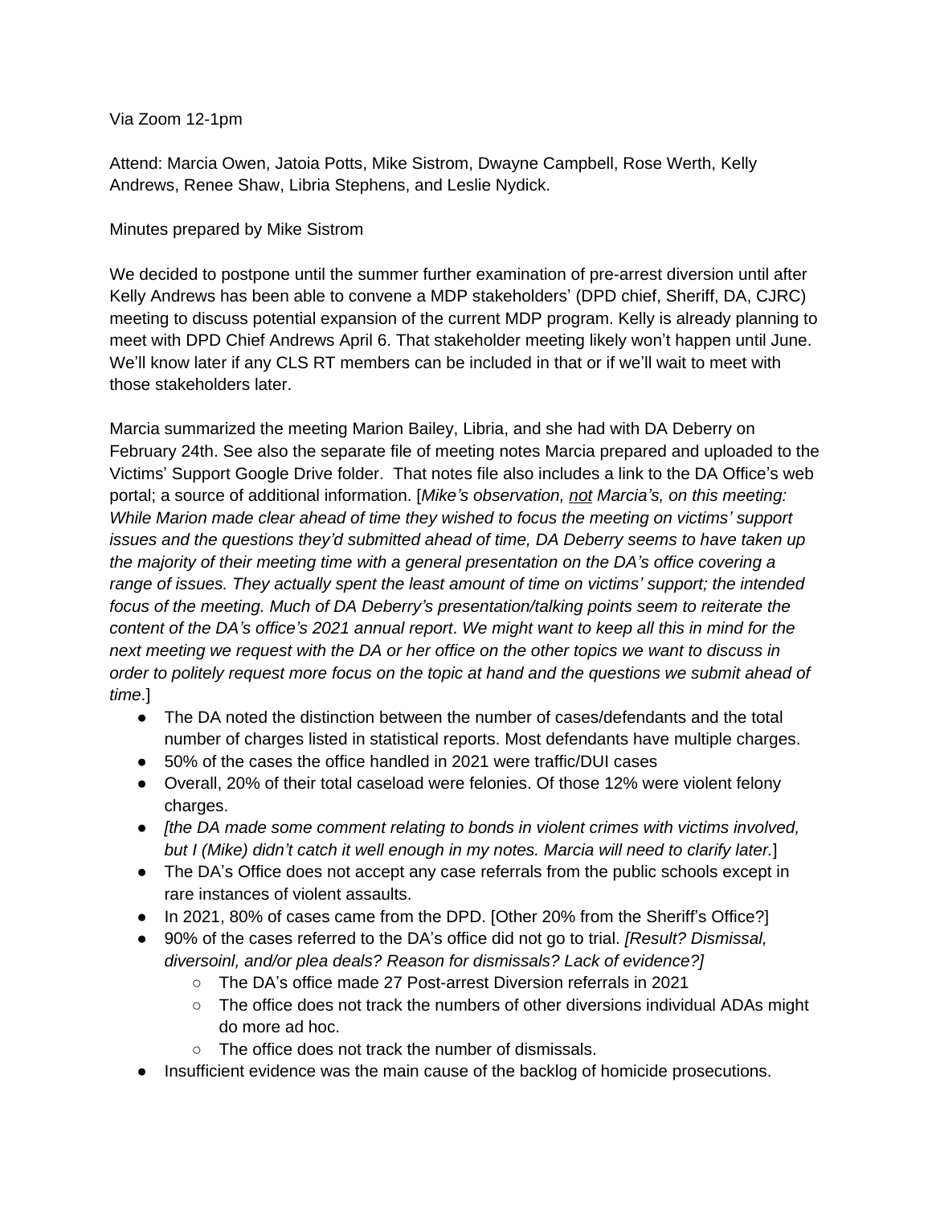Via Zoom 12-1pm

Attend: Marcia Owen, Jatoia Potts, Mike Sistrom, Dwayne Campbell, Rose Werth, Kelly Andrews, Renee Shaw, Libria Stephens, and Leslie Nydick.

Minutes prepared by Mike Sistrom

We decided to postpone until the summer further examination of pre-arrest diversion until after Kelly Andrews has been able to convene a MDP stakeholders' (DPD chief, Sheriff, DA, CJRC) meeting to discuss potential expansion of the current MDP program. Kelly is already planning to meet with DPD Chief Andrews April 6. That stakeholder meeting likely won't happen until June. We'll know later if any CLS RT members can be included in that or if we'll wait to meet with those stakeholders later.

Marcia summarized the meeting Marion Bailey, Libria, and she had with DA Deberry on February 24th. See also the separate file of meeting notes Marcia prepared and uploaded to the Victims' Support Google Drive folder. That notes file also includes a link to the DA Office's web portal; a source of additional information. [*Mike's observation, <u>not</u> Marcia's, on this meeting: While Marion made clear ahead of time they wished to focus the meeting on victims' support issues and the questions they'd submitted ahead of time, DA Deberry seems to have taken up the majority of their meeting time with a general presentation on the DA's office covering a range of issues. They actually spent the least amount of time on victims' support; the intended focus of the meeting. Much of DA Deberry's presentation/talking points seem to reiterate the content of the DA's office's 2021 annual report. We might want to keep all this in mind for the next meeting we request with the DA or her office on the other topics we want to discuss in order to politely request more focus on the topic at hand and the questions we submit ahead of time*.]

- The DA noted the distinction between the number of cases/defendants and the total number of charges listed in statistical reports. Most defendants have multiple charges.
- 50% of the cases the office handled in 2021 were traffic/DUI cases
- Overall, 20% of their total caseload were felonies. Of those 12% were violent felony charges.
- *[the DA made some comment relating to bonds in violent crimes with victims involved, but I (Mike) didn't catch it well enough in my notes. Marcia will need to clarify later.*]
- The DA's Office does not accept any case referrals from the public schools except in rare instances of violent assaults.
- In 2021, 80% of cases came from the DPD. [Other 20% from the Sheriff's Office?]
- 90% of the cases referred to the DA's office did not go to trial. *[Result? Dismissal, diversoinl, and/or plea deals? Reason for dismissals? Lack of evidence?]*
    - The DA's office made 27 Post-arrest Diversion referrals in 2021
    - The office does not track the numbers of other diversions individual ADAs might do more ad hoc.
    - The office does not track the number of dismissals.
- Insufficient evidence was the main cause of the backlog of homicide prosecutions.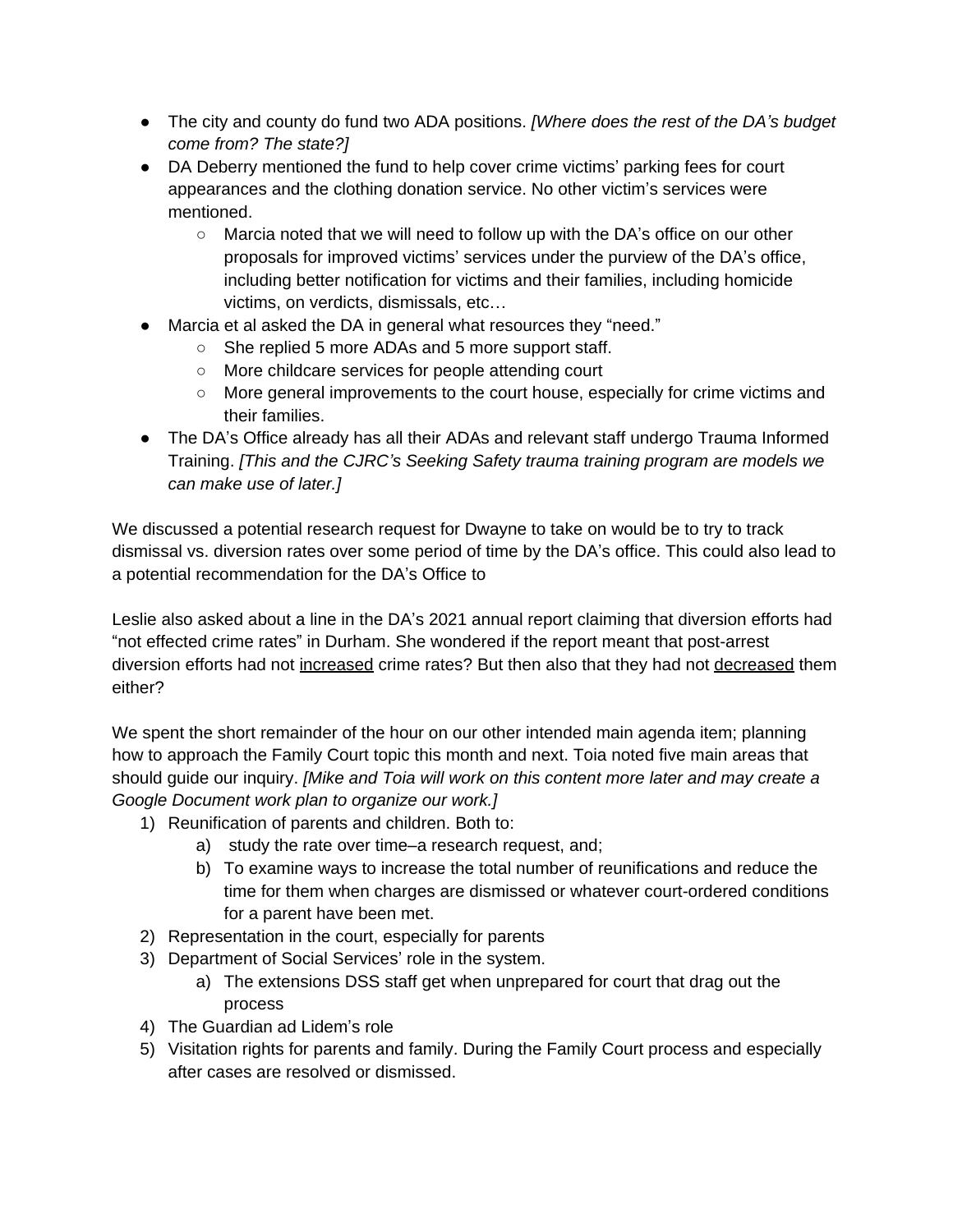- The city and county do fund two ADA positions. *[Where does the rest of the DA's budget come from? The state?]*
- DA Deberry mentioned the fund to help cover crime victims' parking fees for court appearances and the clothing donation service. No other victim's services were mentioned.
  - Marcia noted that we will need to follow up with the DA's office on our other proposals for improved victims' services under the purview of the DA's office, including better notification for victims and their families, including homicide victims, on verdicts, dismissals, etc…
- Marcia et al asked the DA in general what resources they "need."
  - She replied 5 more ADAs and 5 more support staff.
  - More childcare services for people attending court
  - More general improvements to the court house, especially for crime victims and their families.
- The DA's Office already has all their ADAs and relevant staff undergo Trauma Informed Training. *[This and the CJRC's Seeking Safety trauma training program are models we can make use of later.]*

We discussed a potential research request for Dwayne to take on would be to try to track dismissal vs. diversion rates over some period of time by the DA's office. This could also lead to a potential recommendation for the DA's Office to

Leslie also asked about a line in the DA's 2021 annual report claiming that diversion efforts had "not effected crime rates" in Durham. She wondered if the report meant that post-arrest diversion efforts had not <u>increased</u> crime rates? But then also that they had not <u>decreased</u> them either?

We spent the short remainder of the hour on our other intended main agenda item; planning how to approach the Family Court topic this month and next. Toia noted five main areas that should guide our inquiry. *[Mike and Toia will work on this content more later and may create a Google Document work plan to organize our work.]*

1) Reunification of parents and children. Both to:
   a) study the rate over time–a research request, and;
   b) To examine ways to increase the total number of reunifications and reduce the time for them when charges are dismissed or whatever court-ordered conditions for a parent have been met.
2) Representation in the court, especially for parents
3) Department of Social Services' role in the system.
   a) The extensions DSS staff get when unprepared for court that drag out the process
4) The Guardian ad Lidem's role
5) Visitation rights for parents and family. During the Family Court process and especially after cases are resolved or dismissed.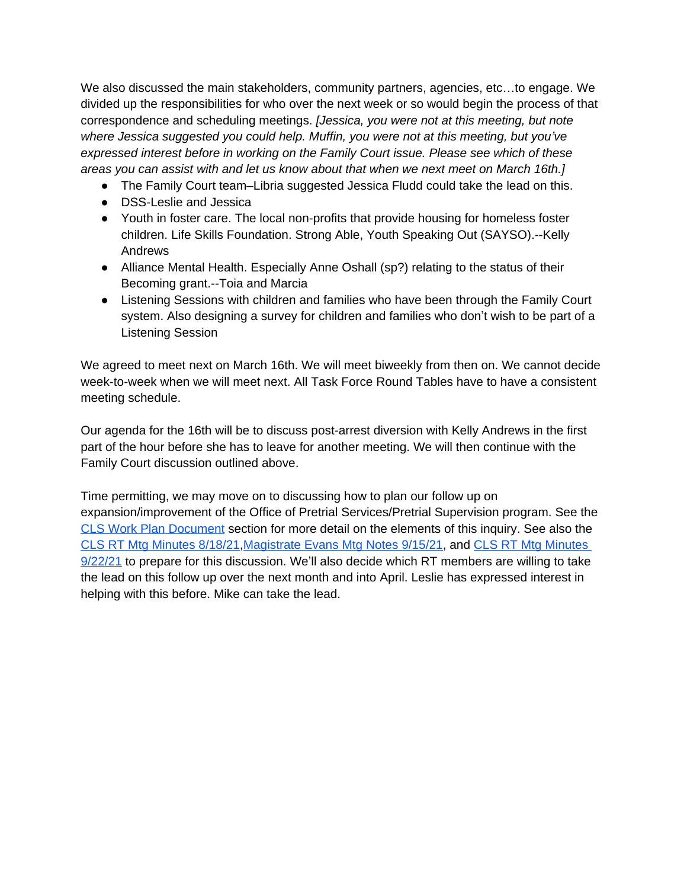We also discussed the main stakeholders, community partners, agencies, etc…to engage. We divided up the responsibilities for who over the next week or so would begin the process of that correspondence and scheduling meetings. *[Jessica, you were not at this meeting, but note where Jessica suggested you could help. Muffin, you were not at this meeting, but you've expressed interest before in working on the Family Court issue. Please see which of these areas you can assist with and let us know about that when we next meet on March 16th.]*

- The Family Court team–Libria suggested Jessica Fludd could take the lead on this.
- DSS-Leslie and Jessica
- Youth in foster care. The local non-profits that provide housing for homeless foster children. Life Skills Foundation. Strong Able, Youth Speaking Out (SAYSO).--Kelly Andrews
- Alliance Mental Health. Especially Anne Oshall (sp?) relating to the status of their Becoming grant.--Toia and Marcia
- Listening Sessions with children and families who have been through the Family Court system. Also designing a survey for children and families who don't wish to be part of a Listening Session

We agreed to meet next on March 16th. We will meet biweekly from then on. We cannot decide week-to-week when we will meet next. All Task Force Round Tables have to have a consistent meeting schedule.

Our agenda for the 16th will be to discuss post-arrest diversion with Kelly Andrews in the first part of the hour before she has to leave for another meeting. We will then continue with the Family Court discussion outlined above.

Time permitting, we may move on to discussing how to plan our follow up on expansion/improvement of the Office of Pretrial Services/Pretrial Supervision program. See the CLS Work Plan Document section for more detail on the elements of this inquiry. See also the CLS RT Mtg Minutes 8/18/21, Magistrate Evans Mtg Notes 9/15/21, and CLS RT Mtg Minutes 9/22/21 to prepare for this discussion. We'll also decide which RT members are willing to take the lead on this follow up over the next month and into April. Leslie has expressed interest in helping with this before. Mike can take the lead.